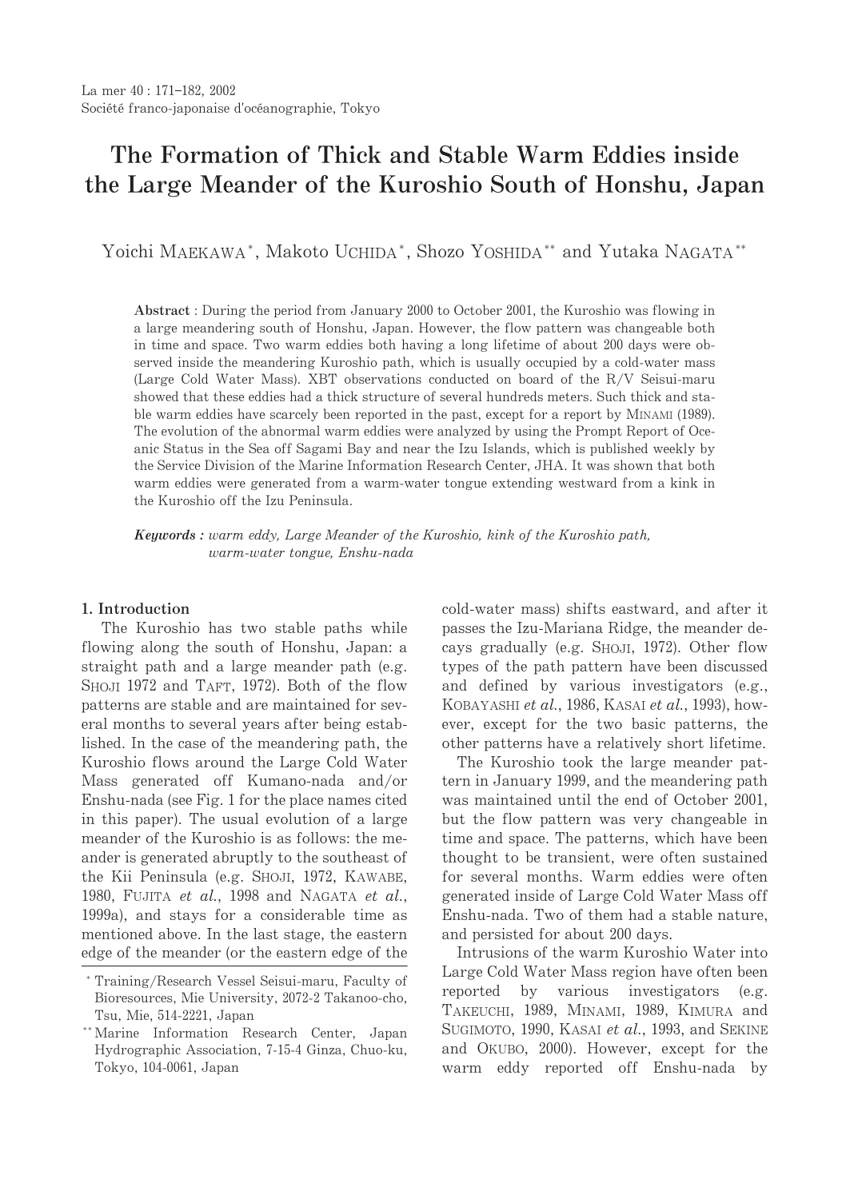# The Formation of Thick and Stable Warm Eddies inside the Large Meander of the Kuroshio South of Honshu, Japan

Yoichi MAEKAWA*, Makoto UCHIDA*, Shozo YOSHIDA** and Yutaka NAGATA**

**Abstract** : During the period from January 2000 to October 2001, the Kuroshio was flowing in a large meandering south of Honshu, Japan. However, the flow pattern was changeable both in time and space. Two warm eddies both having a long lifetime of about 200 days were observed inside the meandering Kuroshio path, which is usually occupied by a cold-water mass (Large Cold Water Mass). XBT observations conducted on board of the R/V Seisui-maru showed that these eddies had a thick structure of several hundreds meters. Such thick and stable warm eddies have scarcely been reported in the past, except for a report by MINAMI (1989). The evolution of the abnormal warm eddies were analyzed by using the Prompt Report of Oceanic Status in the Sea off Sagami Bay and near the Izu Islands, which is published weekly by the Service Division of the Marine Information Research Center, JHA. It was shown that both warm eddies were generated from a warm-water tongue extending westward from a kink in the Kuroshio off the Izu Peninsula.

***Keywords :*** *warm eddy, Large Meander of the Kuroshio, kink of the Kuroshio path, warm-water tongue, Enshu-nada*

## 1. Introduction

The Kuroshio has two stable paths while flowing along the south of Honshu, Japan: a straight path and a large meander path (e.g. SHOJI 1972 and TAFT, 1972). Both of the flow patterns are stable and are maintained for several months to several years after being established. In the case of the meandering path, the Kuroshio flows around the Large Cold Water Mass generated off Kumano-nada and/or Enshu-nada (see Fig. 1 for the place names cited in this paper). The usual evolution of a large meander of the Kuroshio is as follows: the meander is generated abruptly to the southeast of the Kii Peninsula (e.g. SHOJI, 1972, KAWABE, 1980, FUJITA *et al.*, 1998 and NAGATA *et al.*, 1999a), and stays for a considerable time as mentioned above. In the last stage, the eastern edge of the meander (or the eastern edge of the cold-water mass) shifts eastward, and after it passes the Izu-Mariana Ridge, the meander decays gradually (e.g. SHOJI, 1972). Other flow types of the path pattern have been discussed and defined by various investigators (e.g., KOBAYASHI *et al.*, 1986, KASAI *et al.*, 1993), however, except for the two basic patterns, the other patterns have a relatively short lifetime.

The Kuroshio took the large meander pattern in January 1999, and the meandering path was maintained until the end of October 2001, but the flow pattern was very changeable in time and space. The patterns, which have been thought to be transient, were often sustained for several months. Warm eddies were often generated inside of Large Cold Water Mass off Enshu-nada. Two of them had a stable nature, and persisted for about 200 days.

Intrusions of the warm Kuroshio Water into Large Cold Water Mass region have often been reported by various investigators (e.g. TAKEUCHI, 1989, MINAMI, 1989, KIMURA and SUGIMOTO, 1990, KASAI *et al.*, 1993, and SEKINE and OKUBO, 2000). However, except for the warm eddy reported off Enshu-nada by

---

\* Training/Research Vessel Seisui-maru, Faculty of Bioresources, Mie University, 2072-2 Takanoo-cho, Tsu, Mie, 514-2221, Japan

\*\* Marine Information Research Center, Japan Hydrographic Association, 7-15-4 Ginza, Chuo-ku, Tokyo, 104-0061, Japan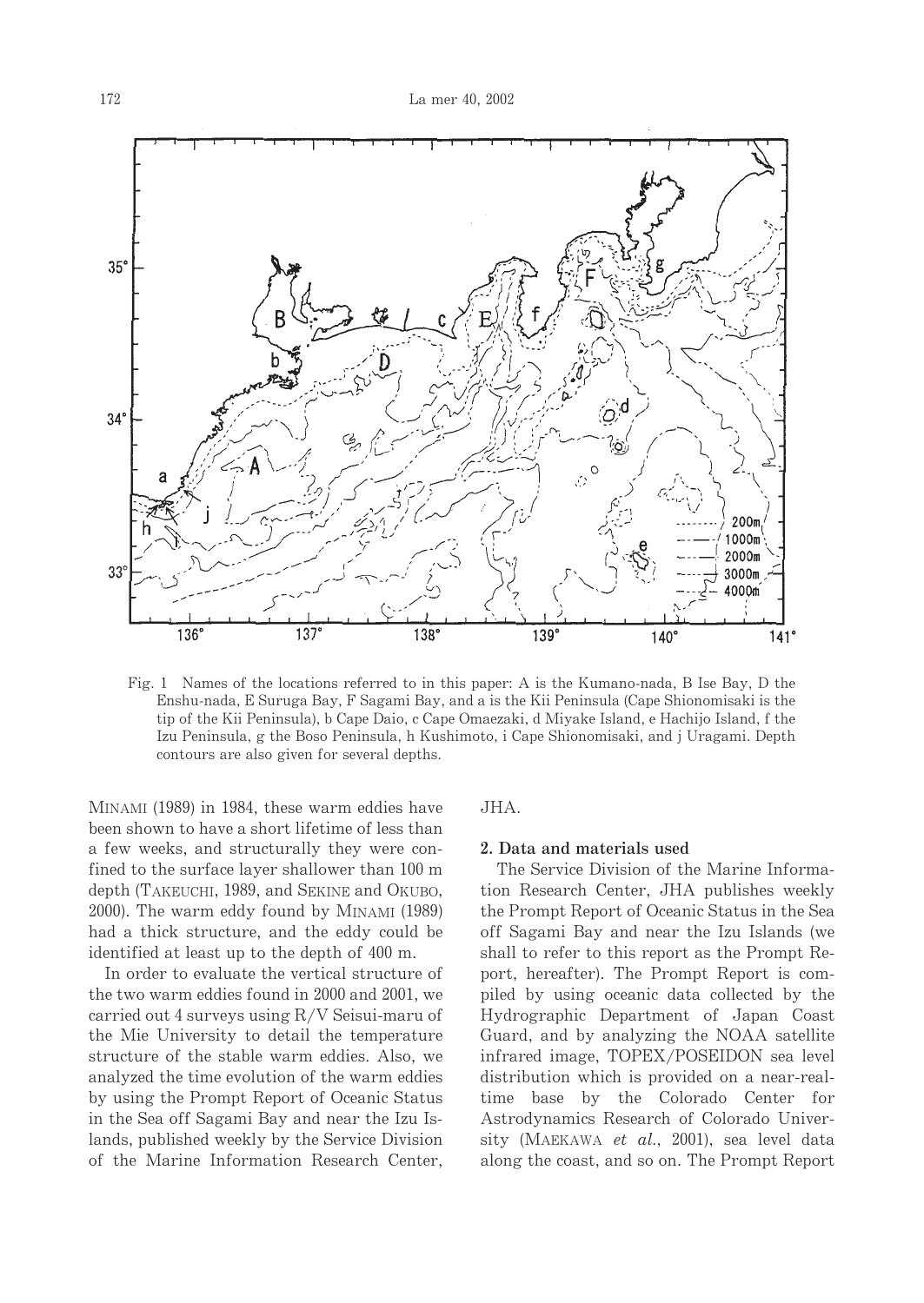Fig. 1 Names of the locations referred to in this paper: A is the Kumano-nada, B Ise Bay, D the Enshu-nada, E Suruga Bay, F Sagami Bay, and a is the Kii Peninsula (Cape Shionomisaki is the tip of the Kii Peninsula), b Cape Daio, c Cape Omaezaki, d Miyake Island, e Hachijo Island, f the Izu Peninsula, g the Boso Peninsula, h Kushimoto, i Cape Shionomisaki, and j Uragami. Depth contours are also given for several depths.

MINAMI (1989) in 1984, these warm eddies have been shown to have a short lifetime of less than a few weeks, and structurally they were confined to the surface layer shallower than 100 m depth (TAKEUCHI, 1989, and SEKINE and OKUBO, 2000). The warm eddy found by MINAMI (1989) had a thick structure, and the eddy could be identified at least up to the depth of 400 m.

In order to evaluate the vertical structure of the two warm eddies found in 2000 and 2001, we carried out 4 surveys using R/V Seisui-maru of the Mie University to detail the temperature structure of the stable warm eddies. Also, we analyzed the time evolution of the warm eddies by using the Prompt Report of Oceanic Status in the Sea off Sagami Bay and near the Izu Islands, published weekly by the Service Division of the Marine Information Research Center, JHA.

## 2. Data and materials used

The Service Division of the Marine Information Research Center, JHA publishes weekly the Prompt Report of Oceanic Status in the Sea off Sagami Bay and near the Izu Islands (we shall to refer to this report as the Prompt Report, hereafter). The Prompt Report is compiled by using oceanic data collected by the Hydrographic Department of Japan Coast Guard, and by analyzing the NOAA satellite infrared image, TOPEX/POSEIDON sea level distribution which is provided on a near-real-time base by the Colorado Center for Astrodynamics Research of Colorado University (MAEKAWA *et al.*, 2001), sea level data along the coast, and so on. The Prompt Report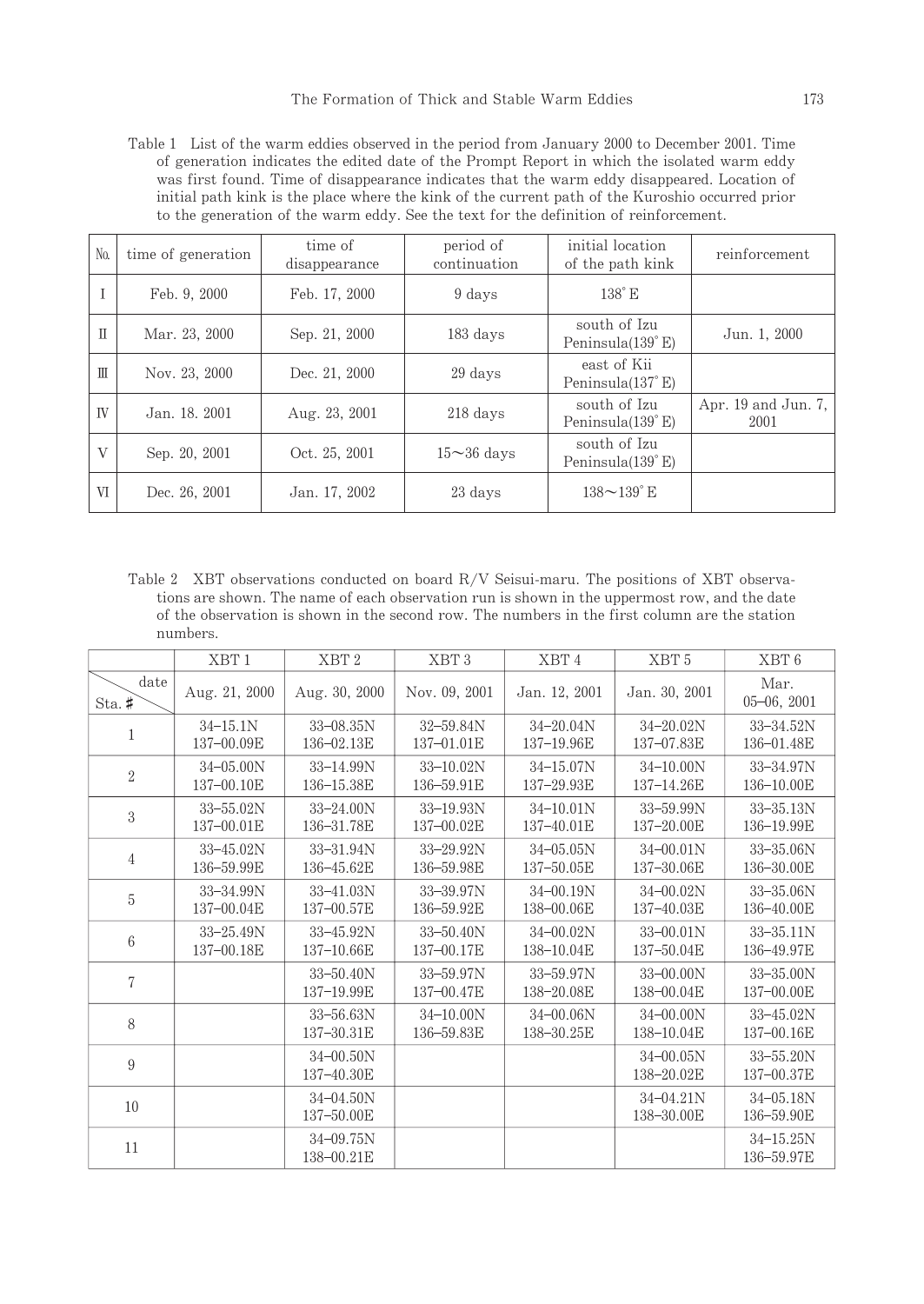Table 1 List of the warm eddies observed in the period from January 2000 to December 2001. Time of generation indicates the edited date of the Prompt Report in which the isolated warm eddy was first found. Time of disappearance indicates that the warm eddy disappeared. Location of initial path kink is the place where the kink of the current path of the Kuroshio occurred prior to the generation of the warm eddy. See the text for the definition of reinforcement.

| No. | time of generation | time of disappearance | period of continuation | initial location of the path kink | reinforcement |
|---|---|---|---|---|---|
| I | Feb. 9, 2000 | Feb. 17, 2000 | 9 days | 138° E | |
| II | Mar. 23, 2000 | Sep. 21, 2000 | 183 days | south of Izu Peninsula(139° E) | Jun. 1, 2000 |
| III | Nov. 23, 2000 | Dec. 21, 2000 | 29 days | east of Kii Peninsula(137° E) | |
| IV | Jan. 18. 2001 | Aug. 23, 2001 | 218 days | south of Izu Peninsula(139° E) | Apr. 19 and Jun. 7, 2001 |
| V | Sep. 20, 2001 | Oct. 25, 2001 | 15～36 days | south of Izu Peninsula(139° E) | |
| VI | Dec. 26, 2001 | Jan. 17, 2002 | 23 days | 138～139° E | |

Table 2 XBT observations conducted on board R/V Seisui-maru. The positions of XBT observations are shown. The name of each observation run is shown in the uppermost row, and the date of the observation is shown in the second row. The numbers in the first column are the station numbers.

| | XBT 1 | XBT 2 | XBT 3 | XBT 4 | XBT 5 | XBT 6 |
|---|---|---|---|---|---|---|
| Sta. # \ date | Aug. 21, 2000 | Aug. 30, 2000 | Nov. 09, 2001 | Jan. 12, 2001 | Jan. 30, 2001 | Mar. 05–06, 2001 |
| 1 | 34–15.1N 137–00.09E | 33–08.35N 136–02.13E | 32–59.84N 137–01.01E | 34–20.04N 137–19.96E | 34–20.02N 137–07.83E | 33–34.52N 136–01.48E |
| 2 | 34–05.00N 137–00.10E | 33–14.99N 136–15.38E | 33–10.02N 136–59.91E | 34–15.07N 137–29.93E | 34–10.00N 137–14.26E | 33–34.97N 136–10.00E |
| 3 | 33–55.02N 137–00.01E | 33–24.00N 136–31.78E | 33–19.93N 137–00.02E | 34–10.01N 137–40.01E | 33–59.99N 137–20.00E | 33–35.13N 136–19.99E |
| 4 | 33–45.02N 136–59.99E | 33–31.94N 136–45.62E | 33–29.92N 136–59.98E | 34–05.05N 137–50.05E | 34–00.01N 137–30.06E | 33–35.06N 136–30.00E |
| 5 | 33–34.99N 137–00.04E | 33–41.03N 137–00.57E | 33–39.97N 136–59.92E | 34–00.19N 138–00.06E | 34–00.02N 137–40.03E | 33–35.06N 136–40.00E |
| 6 | 33–25.49N 137–00.18E | 33–45.92N 137–10.66E | 33–50.40N 137–00.17E | 34–00.02N 138–10.04E | 33–00.01N 137–50.04E | 33–35.11N 136–49.97E |
| 7 | | 33–50.40N 137–19.99E | 33–59.97N 137–00.47E | 33–59.97N 138–20.08E | 33–00.00N 138–00.04E | 33–35.00N 137–00.00E |
| 8 | | 33–56.63N 137–30.31E | 34–10.00N 136–59.83E | 34–00.06N 138–30.25E | 34–00.00N 138–10.04E | 33–45.02N 137–00.16E |
| 9 | | 34–00.50N 137–40.30E | | | 34–00.05N 138–20.02E | 33–55.20N 137–00.37E |
| 10 | | 34–04.50N 137–50.00E | | | 34–04.21N 138–30.00E | 34–05.18N 136–59.90E |
| 11 | | 34–09.75N 138–00.21E | | | | 34–15.25N 136–59.97E |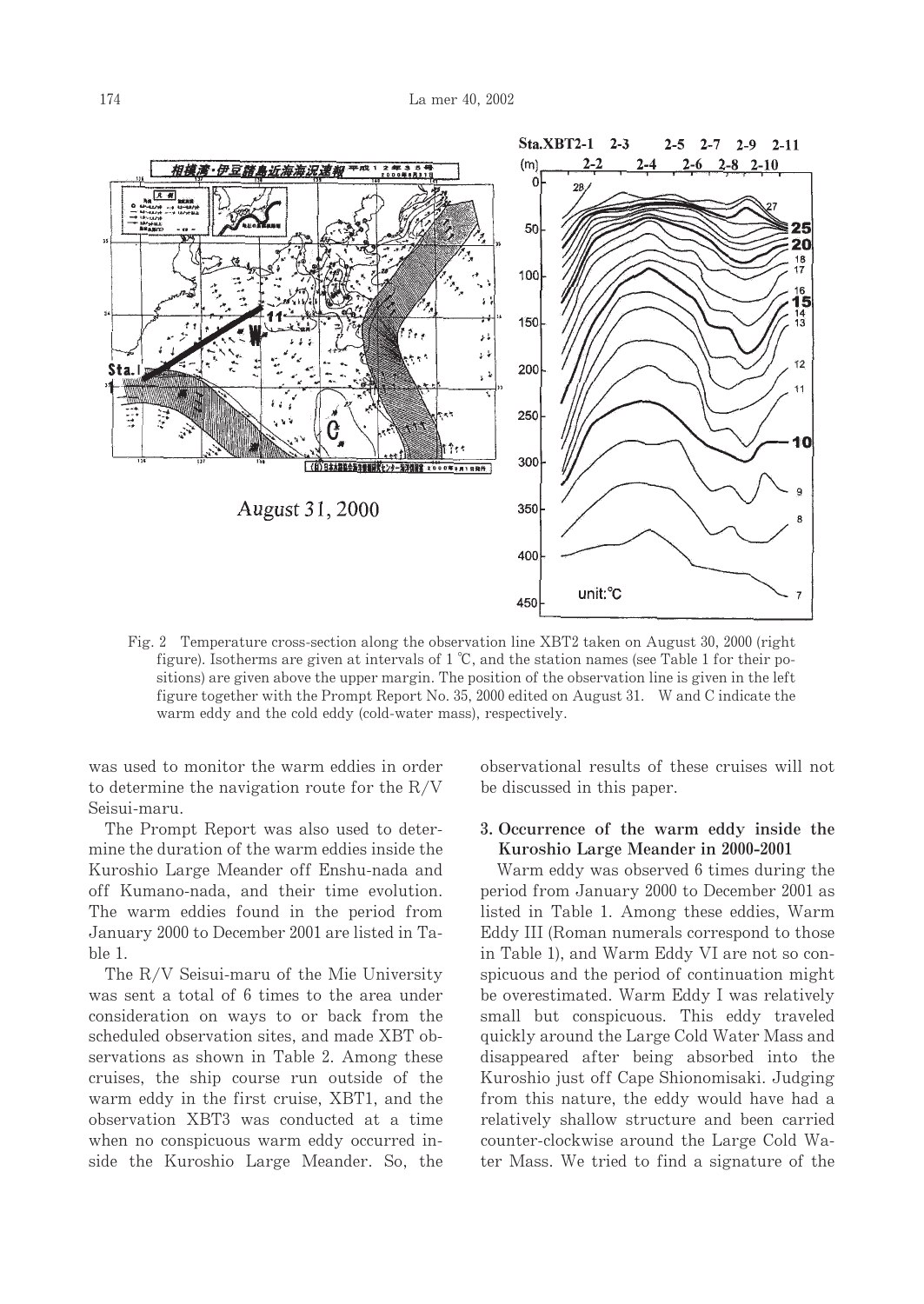Fig. 2 Temperature cross-section along the observation line XBT2 taken on August 30, 2000 (right figure). Isotherms are given at intervals of 1 ℃, and the station names (see Table 1 for their positions) are given above the upper margin. The position of the observation line is given in the left figure together with the Prompt Report No. 35, 2000 edited on August 31. W and C indicate the warm eddy and the cold eddy (cold-water mass), respectively.

was used to monitor the warm eddies in order to determine the navigation route for the R/V Seisui-maru.

The Prompt Report was also used to determine the duration of the warm eddies inside the Kuroshio Large Meander off Enshu-nada and off Kumano-nada, and their time evolution. The warm eddies found in the period from January 2000 to December 2001 are listed in Table 1.

The R/V Seisui-maru of the Mie University was sent a total of 6 times to the area under consideration on ways to or back from the scheduled observation sites, and made XBT observations as shown in Table 2. Among these cruises, the ship course run outside of the warm eddy in the first cruise, XBT1, and the observation XBT3 was conducted at a time when no conspicuous warm eddy occurred inside the Kuroshio Large Meander. So, the observational results of these cruises will not be discussed in this paper.

## 3. Occurrence of the warm eddy inside the Kuroshio Large Meander in 2000-2001

Warm eddy was observed 6 times during the period from January 2000 to December 2001 as listed in Table 1. Among these eddies, Warm Eddy III (Roman numerals correspond to those in Table 1), and Warm Eddy VI are not so conspicuous and the period of continuation might be overestimated. Warm Eddy I was relatively small but conspicuous. This eddy traveled quickly around the Large Cold Water Mass and disappeared after being absorbed into the Kuroshio just off Cape Shionomisaki. Judging from this nature, the eddy would have had a relatively shallow structure and been carried counter-clockwise around the Large Cold Water Mass. We tried to find a signature of the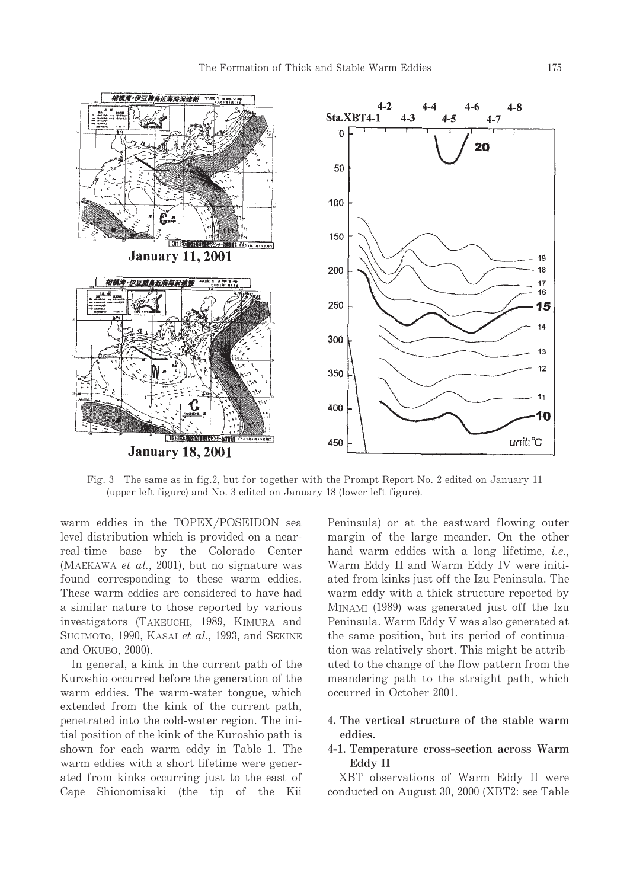Fig. 3 The same as in fig.2, but for together with the Prompt Report No. 2 edited on January 11 (upper left figure) and No. 3 edited on January 18 (lower left figure).

warm eddies in the TOPEX/POSEIDON sea level distribution which is provided on a near-real-time base by the Colorado Center (MAEKAWA *et al.*, 2001), but no signature was found corresponding to these warm eddies. These warm eddies are considered to have had a similar nature to those reported by various investigators (TAKEUCHI, 1989, KIMURA and SUGIMOTO, 1990, KASAI *et al.*, 1993, and SEKINE and OKUBO, 2000).

In general, a kink in the current path of the Kuroshio occurred before the generation of the warm eddies. The warm-water tongue, which extended from the kink of the current path, penetrated into the cold-water region. The initial position of the kink of the Kuroshio path is shown for each warm eddy in Table 1. The warm eddies with a short lifetime were generated from kinks occurring just to the east of Cape Shionomisaki (the tip of the Kii Peninsula) or at the eastward flowing outer margin of the large meander. On the other hand warm eddies with a long lifetime, *i.e.*, Warm Eddy II and Warm Eddy IV were initiated from kinks just off the Izu Peninsula. The warm eddy with a thick structure reported by MINAMI (1989) was generated just off the Izu Peninsula. Warm Eddy V was also generated at the same position, but its period of continuation was relatively short. This might be attributed to the change of the flow pattern from the meandering path to the straight path, which occurred in October 2001.

## 4. The vertical structure of the stable warm eddies.

### 4-1. Temperature cross-section across Warm Eddy II

XBT observations of Warm Eddy II were conducted on August 30, 2000 (XBT2: see Table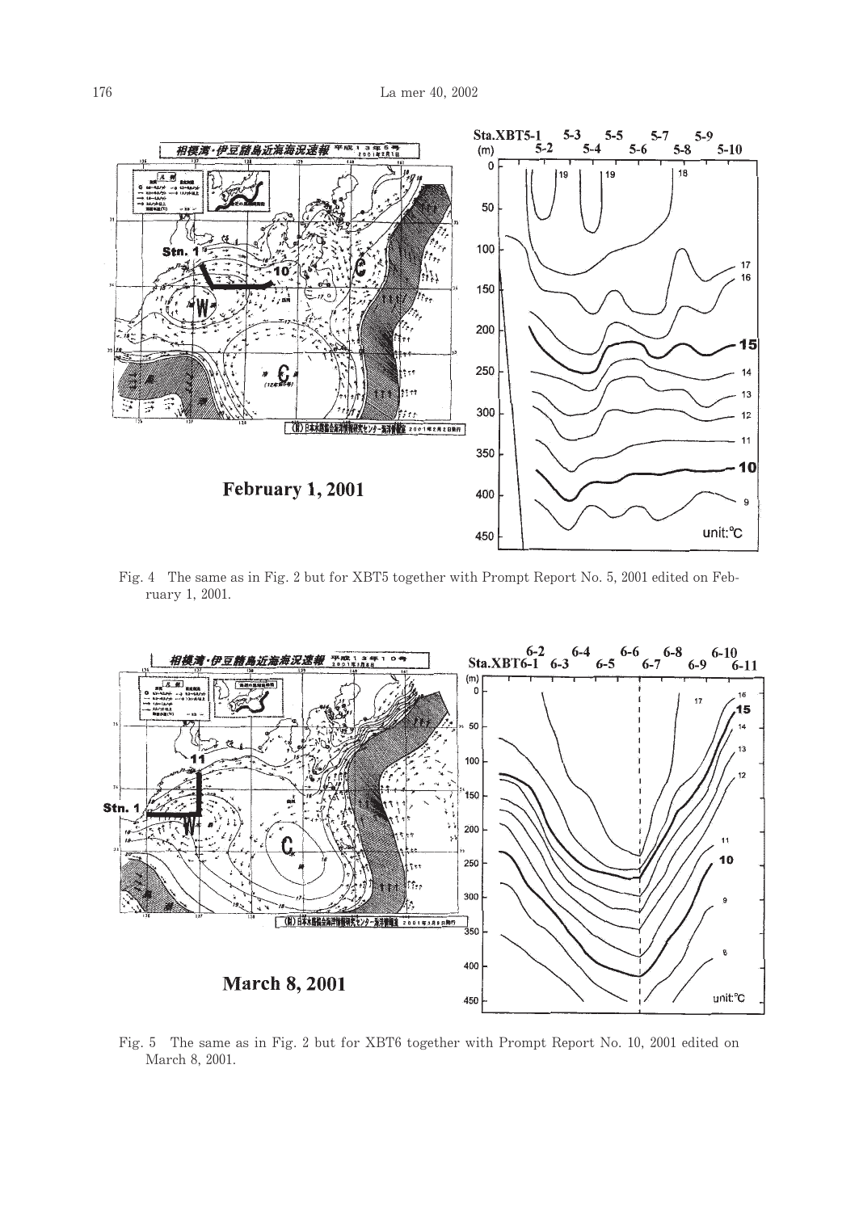Fig. 4 The same as in Fig. 2 but for XBT5 together with Prompt Report No. 5, 2001 edited on February 1, 2001.

Fig. 5 The same as in Fig. 2 but for XBT6 together with Prompt Report No. 10, 2001 edited on March 8, 2001.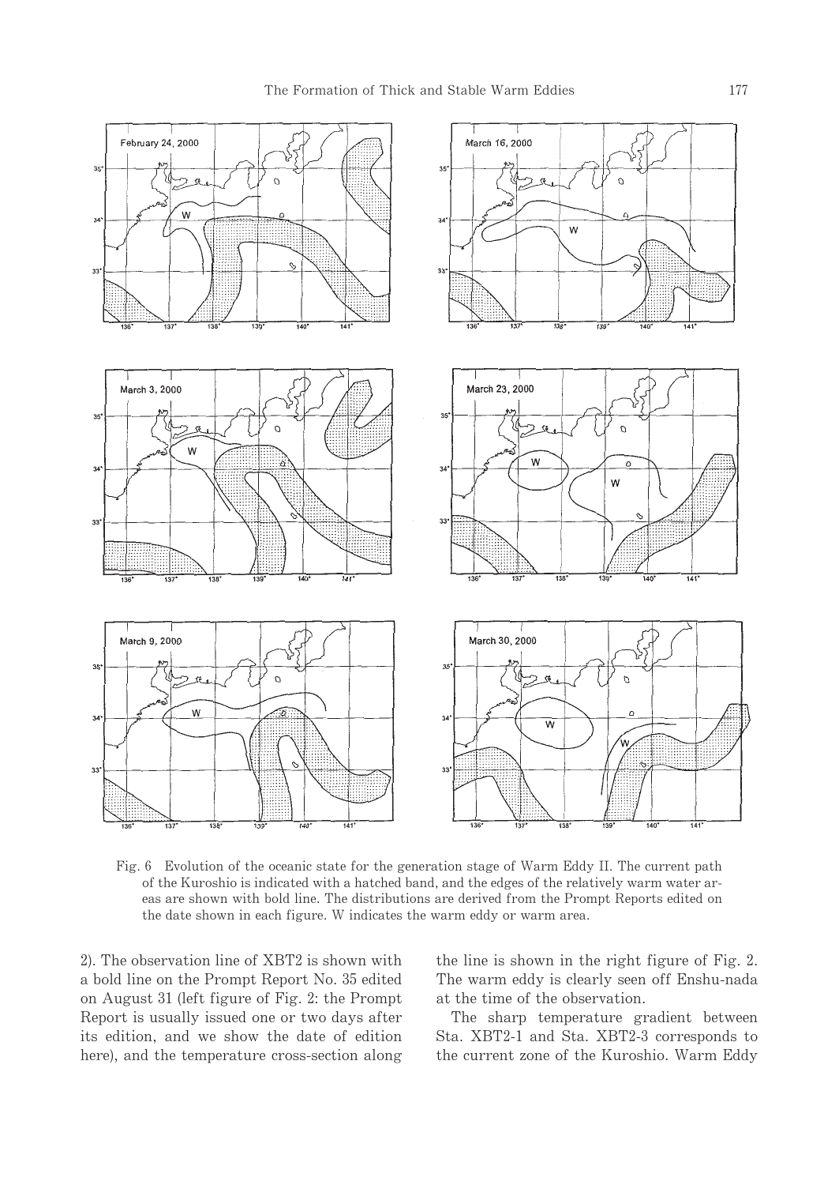Fig. 6 Evolution of the oceanic state for the generation stage of Warm Eddy II. The current path of the Kuroshio is indicated with a hatched band, and the edges of the relatively warm water areas are shown with bold line. The distributions are derived from the Prompt Reports edited on the date shown in each figure. W indicates the warm eddy or warm area.

2). The observation line of XBT2 is shown with a bold line on the Prompt Report No. 35 edited on August 31 (left figure of Fig. 2: the Prompt Report is usually issued one or two days after its edition, and we show the date of edition here), and the temperature cross-section along the line is shown in the right figure of Fig. 2. The warm eddy is clearly seen off Enshu-nada at the time of the observation.

The sharp temperature gradient between Sta. XBT2-1 and Sta. XBT2-3 corresponds to the current zone of the Kuroshio. Warm Eddy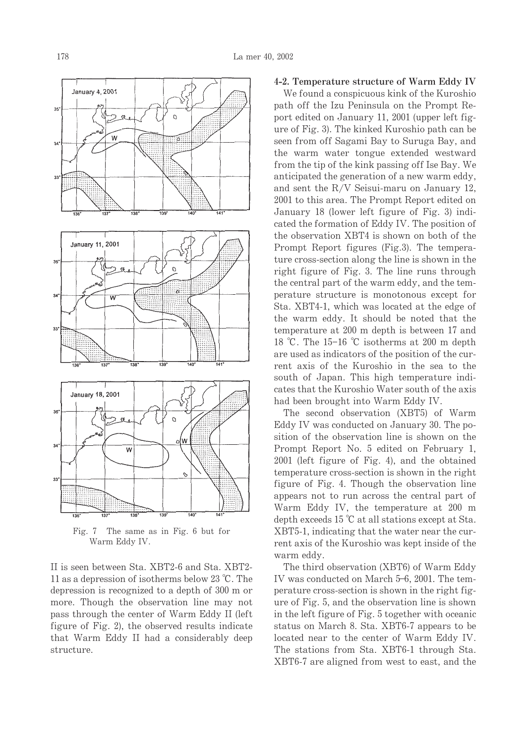Fig. 7 The same as in Fig. 6 but for Warm Eddy IV.

II is seen between Sta. XBT2-6 and Sta. XBT2-11 as a depression of isotherms below 23 ℃. The depression is recognized to a depth of 300 m or more. Though the observation line may not pass through the center of Warm Eddy II (left figure of Fig. 2), the observed results indicate that Warm Eddy II had a considerably deep structure.

### 4-2. Temperature structure of Warm Eddy IV

We found a conspicuous kink of the Kuroshio path off the Izu Peninsula on the Prompt Report edited on January 11, 2001 (upper left figure of Fig. 3). The kinked Kuroshio path can be seen from off Sagami Bay to Suruga Bay, and the warm water tongue extended westward from the tip of the kink passing off Ise Bay. We anticipated the generation of a new warm eddy, and sent the R/V Seisui-maru on January 12, 2001 to this area. The Prompt Report edited on January 18 (lower left figure of Fig. 3) indicated the formation of Eddy IV. The position of the observation XBT4 is shown on both of the Prompt Report figures (Fig.3). The temperature cross-section along the line is shown in the right figure of Fig. 3. The line runs through the central part of the warm eddy, and the temperature structure is monotonous except for Sta. XBT4-1, which was located at the edge of the warm eddy. It should be noted that the temperature at 200 m depth is between 17 and 18 ℃. The 15–16 ℃ isotherms at 200 m depth are used as indicators of the position of the current axis of the Kuroshio in the sea to the south of Japan. This high temperature indicates that the Kuroshio Water south of the axis had been brought into Warm Eddy IV.

The second observation (XBT5) of Warm Eddy IV was conducted on January 30. The position of the observation line is shown on the Prompt Report No. 5 edited on February 1, 2001 (left figure of Fig. 4), and the obtained temperature cross-section is shown in the right figure of Fig. 4. Though the observation line appears not to run across the central part of Warm Eddy IV, the temperature at 200 m depth exceeds 15 ℃ at all stations except at Sta. XBT5-1, indicating that the water near the current axis of the Kuroshio was kept inside of the warm eddy.

The third observation (XBT6) of Warm Eddy IV was conducted on March 5–6, 2001. The temperature cross-section is shown in the right figure of Fig. 5, and the observation line is shown in the left figure of Fig. 5 together with oceanic status on March 8. Sta. XBT6-7 appears to be located near to the center of Warm Eddy IV. The stations from Sta. XBT6-1 through Sta. XBT6-7 are aligned from west to east, and the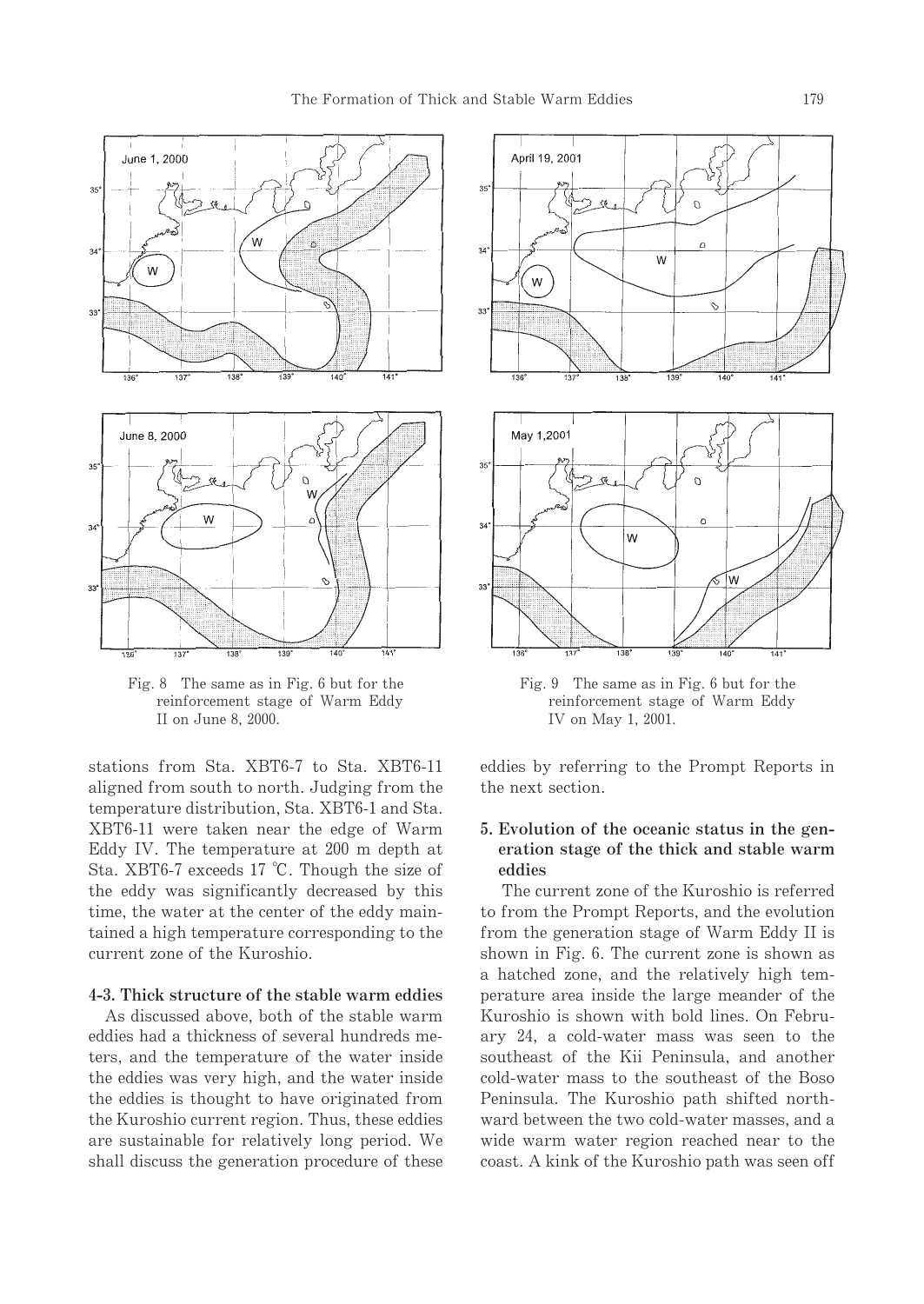Fig. 8 The same as in Fig. 6 but for the reinforcement stage of Warm Eddy II on June 8, 2000.

Fig. 9 The same as in Fig. 6 but for the reinforcement stage of Warm Eddy IV on May 1, 2001.

stations from Sta. XBT6-7 to Sta. XBT6-11 aligned from south to north. Judging from the temperature distribution, Sta. XBT6-1 and Sta. XBT6-11 were taken near the edge of Warm Eddy IV. The temperature at 200 m depth at Sta. XBT6-7 exceeds 17 ℃. Though the size of the eddy was significantly decreased by this time, the water at the center of the eddy maintained a high temperature corresponding to the current zone of the Kuroshio.

### 4-3. Thick structure of the stable warm eddies

As discussed above, both of the stable warm eddies had a thickness of several hundreds meters, and the temperature of the water inside the eddies was very high, and the water inside the eddies is thought to have originated from the Kuroshio current region. Thus, these eddies are sustainable for relatively long period. We shall discuss the generation procedure of these eddies by referring to the Prompt Reports in the next section.

## 5. Evolution of the oceanic status in the generation stage of the thick and stable warm eddies

The current zone of the Kuroshio is referred to from the Prompt Reports, and the evolution from the generation stage of Warm Eddy II is shown in Fig. 6. The current zone is shown as a hatched zone, and the relatively high temperature area inside the large meander of the Kuroshio is shown with bold lines. On February 24, a cold-water mass was seen to the southeast of the Kii Peninsula, and another cold-water mass to the southeast of the Boso Peninsula. The Kuroshio path shifted northward between the two cold-water masses, and a wide warm water region reached near to the coast. A kink of the Kuroshio path was seen off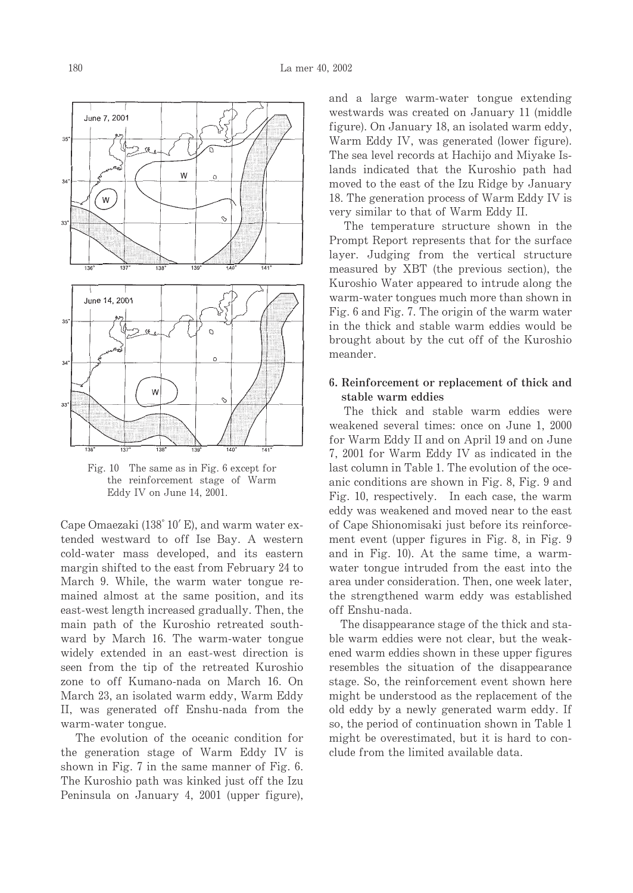Fig. 10 The same as in Fig. 6 except for the reinforcement stage of Warm Eddy IV on June 14, 2001.

Cape Omaezaki (138° 10′ E), and warm water extended westward to off Ise Bay. A western cold-water mass developed, and its eastern margin shifted to the east from February 24 to March 9. While, the warm water tongue remained almost at the same position, and its east-west length increased gradually. Then, the main path of the Kuroshio retreated southward by March 16. The warm-water tongue widely extended in an east-west direction is seen from the tip of the retreated Kuroshio zone to off Kumano-nada on March 16. On March 23, an isolated warm eddy, Warm Eddy II, was generated off Enshu-nada from the warm-water tongue.

The evolution of the oceanic condition for the generation stage of Warm Eddy IV is shown in Fig. 7 in the same manner of Fig. 6. The Kuroshio path was kinked just off the Izu Peninsula on January 4, 2001 (upper figure), and a large warm-water tongue extending westwards was created on January 11 (middle figure). On January 18, an isolated warm eddy, Warm Eddy IV, was generated (lower figure). The sea level records at Hachijo and Miyake Islands indicated that the Kuroshio path had moved to the east of the Izu Ridge by January 18. The generation process of Warm Eddy IV is very similar to that of Warm Eddy II.

The temperature structure shown in the Prompt Report represents that for the surface layer. Judging from the vertical structure measured by XBT (the previous section), the Kuroshio Water appeared to intrude along the warm-water tongues much more than shown in Fig. 6 and Fig. 7. The origin of the warm water in the thick and stable warm eddies would be brought about by the cut off of the Kuroshio meander.

## 6. Reinforcement or replacement of thick and stable warm eddies

The thick and stable warm eddies were weakened several times: once on June 1, 2000 for Warm Eddy II and on April 19 and on June 7, 2001 for Warm Eddy IV as indicated in the last column in Table 1. The evolution of the oceanic conditions are shown in Fig. 8, Fig. 9 and Fig. 10, respectively. In each case, the warm eddy was weakened and moved near to the east of Cape Shionomisaki just before its reinforcement event (upper figures in Fig. 8, in Fig. 9 and in Fig. 10). At the same time, a warm-water tongue intruded from the east into the area under consideration. Then, one week later, the strengthened warm eddy was established off Enshu-nada.

The disappearance stage of the thick and stable warm eddies were not clear, but the weakened warm eddies shown in these upper figures resembles the situation of the disappearance stage. So, the reinforcement event shown here might be understood as the replacement of the old eddy by a newly generated warm eddy. If so, the period of continuation shown in Table 1 might be overestimated, but it is hard to conclude from the limited available data.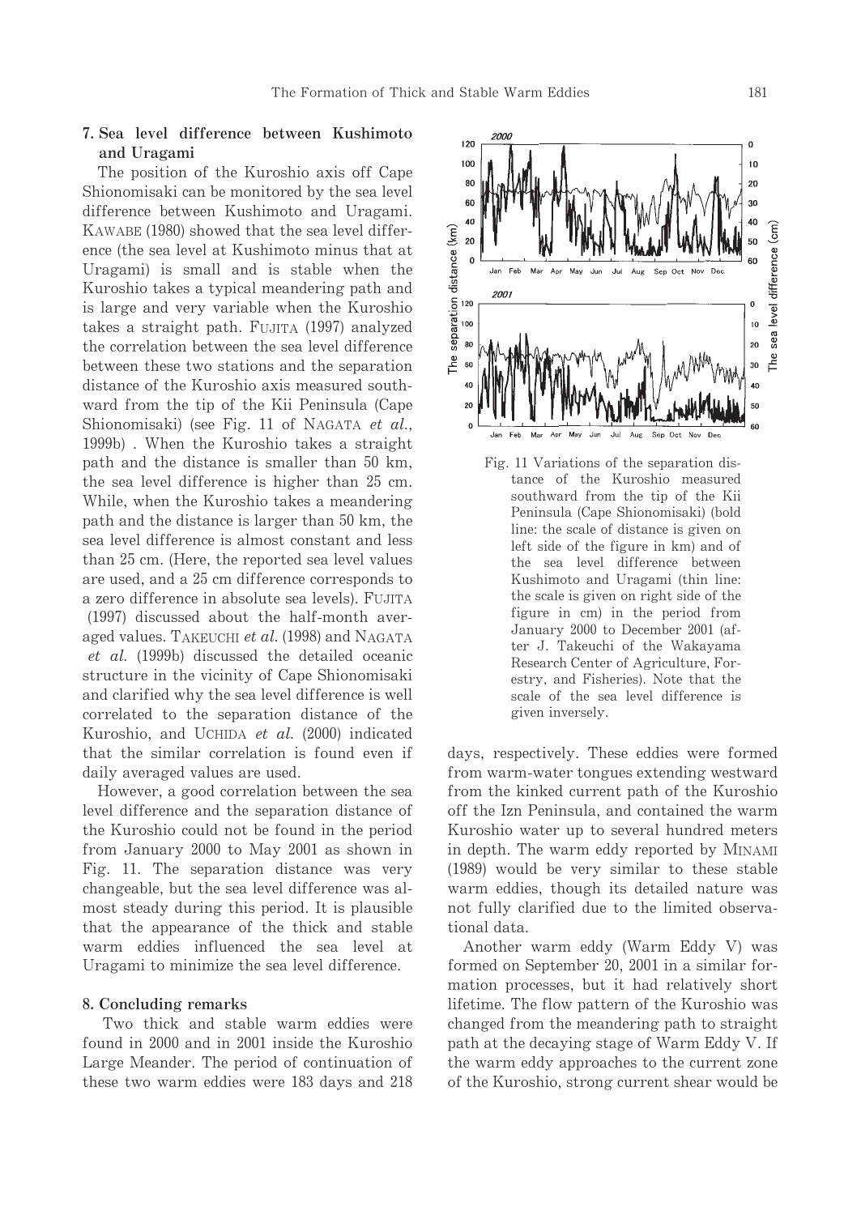## 7. Sea level difference between Kushimoto and Uragami

The position of the Kuroshio axis off Cape Shionomisaki can be monitored by the sea level difference between Kushimoto and Uragami. KAWABE (1980) showed that the sea level difference (the sea level at Kushimoto minus that at Uragami) is small and is stable when the Kuroshio takes a typical meandering path and is large and very variable when the Kuroshio takes a straight path. FUJITA (1997) analyzed the correlation between the sea level difference between these two stations and the separation distance of the Kuroshio axis measured southward from the tip of the Kii Peninsula (Cape Shionomisaki) (see Fig. 11 of NAGATA *et al.*, 1999b) . When the Kuroshio takes a straight path and the distance is smaller than 50 km, the sea level difference is higher than 25 cm. While, when the Kuroshio takes a meandering path and the distance is larger than 50 km, the sea level difference is almost constant and less than 25 cm. (Here, the reported sea level values are used, and a 25 cm difference corresponds to a zero difference in absolute sea levels). FUJITA (1997) discussed about the half-month averaged values. TAKEUCHI *et al.* (1998) and NAGATA *et al.* (1999b) discussed the detailed oceanic structure in the vicinity of Cape Shionomisaki and clarified why the sea level difference is well correlated to the separation distance of the Kuroshio, and UCHIDA *et al.* (2000) indicated that the similar correlation is found even if daily averaged values are used.

However, a good correlation between the sea level difference and the separation distance of the Kuroshio could not be found in the period from January 2000 to May 2001 as shown in Fig. 11. The separation distance was very changeable, but the sea level difference was almost steady during this period. It is plausible that the appearance of the thick and stable warm eddies influenced the sea level at Uragami to minimize the sea level difference.

Fig. 11 Variations of the separation distance of the Kuroshio measured southward from the tip of the Kii Peninsula (Cape Shionomisaki) (bold line: the scale of distance is given on left side of the figure in km) and of the sea level difference between Kushimoto and Uragami (thin line: the scale is given on right side of the figure in cm) in the period from January 2000 to December 2001 (after J. Takeuchi of the Wakayama Research Center of Agriculture, Forestry, and Fisheries). Note that the scale of the sea level difference is given inversely.

## 8. Concluding remarks

Two thick and stable warm eddies were found in 2000 and in 2001 inside the Kuroshio Large Meander. The period of continuation of these two warm eddies were 183 days and 218 days, respectively. These eddies were formed from warm-water tongues extending westward from the kinked current path of the Kuroshio off the Izn Peninsula, and contained the warm Kuroshio water up to several hundred meters in depth. The warm eddy reported by MINAMI (1989) would be very similar to these stable warm eddies, though its detailed nature was not fully clarified due to the limited observational data.

Another warm eddy (Warm Eddy V) was formed on September 20, 2001 in a similar formation processes, but it had relatively short lifetime. The flow pattern of the Kuroshio was changed from the meandering path to straight path at the decaying stage of Warm Eddy V. If the warm eddy approaches to the current zone of the Kuroshio, strong current shear would be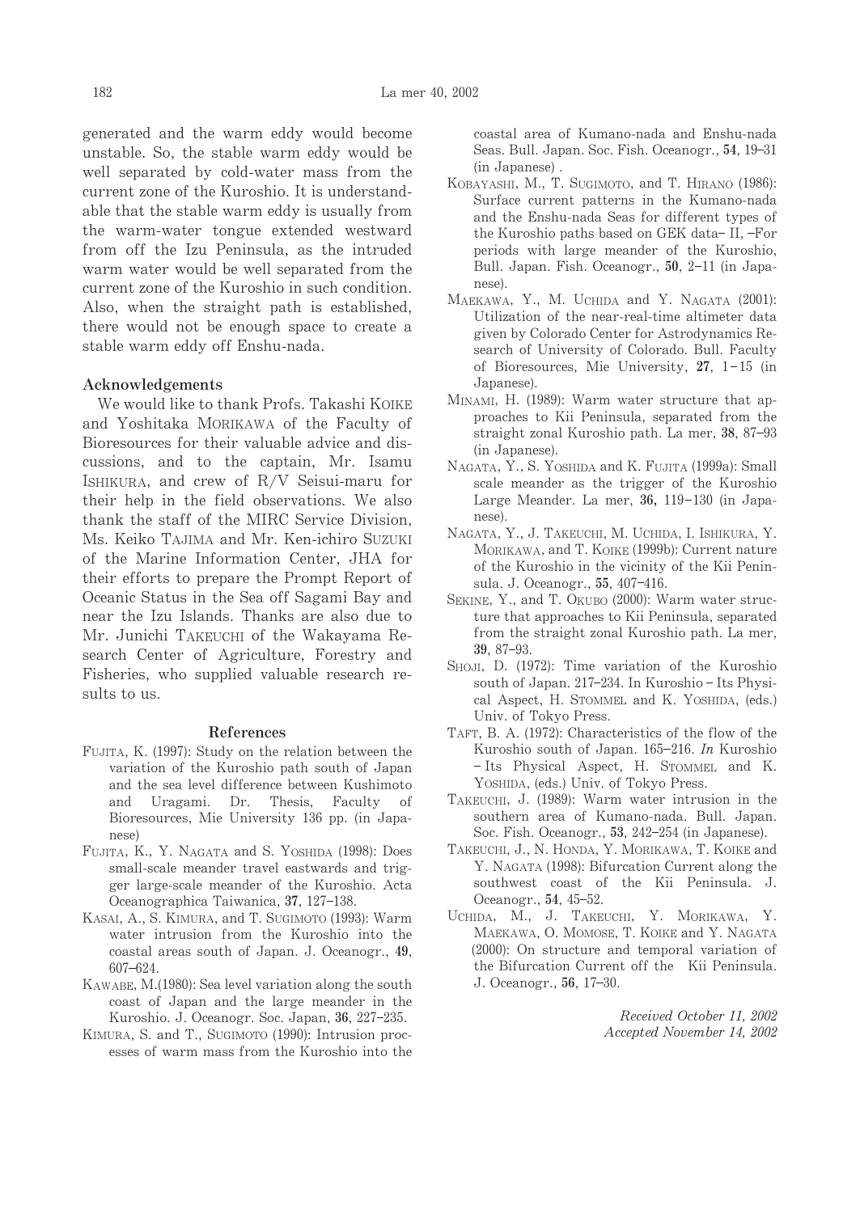generated and the warm eddy would become unstable. So, the stable warm eddy would be well separated by cold-water mass from the current zone of the Kuroshio. It is understandable that the stable warm eddy is usually from the warm-water tongue extended westward from off the Izu Peninsula, as the intruded warm water would be well separated from the current zone of the Kuroshio in such condition. Also, when the straight path is established, there would not be enough space to create a stable warm eddy off Enshu-nada.

## Acknowledgements

We would like to thank Profs. Takashi KOIKE and Yoshitaka MORIKAWA of the Faculty of Bioresources for their valuable advice and discussions, and to the captain, Mr. Isamu ISHIKURA, and crew of R/V Seisui-maru for their help in the field observations. We also thank the staff of the MIRC Service Division, Ms. Keiko TAJIMA and Mr. Ken-ichiro SUZUKI of the Marine Information Center, JHA for their efforts to prepare the Prompt Report of Oceanic Status in the Sea off Sagami Bay and near the Izu Islands. Thanks are also due to Mr. Junichi TAKEUCHI of the Wakayama Research Center of Agriculture, Forestry and Fisheries, who supplied valuable research results to us.

## References

FUJITA, K. (1997): Study on the relation between the variation of the Kuroshio path south of Japan and the sea level difference between Kushimoto and Uragami. Dr. Thesis, Faculty of Bioresources, Mie University 136 pp. (in Japanese)

FUJITA, K., Y. NAGATA and S. YOSHIDA (1998): Does small-scale meander travel eastwards and trigger large-scale meander of the Kuroshio. Acta Oceanographica Taiwanica, **37**, 127–138.

KASAI, A., S. KIMURA, and T. SUGIMOTO (1993): Warm water intrusion from the Kuroshio into the coastal areas south of Japan. J. Oceanogr., **49**, 607–624.

KAWABE, M.(1980): Sea level variation along the south coast of Japan and the large meander in the Kuroshio. J. Oceanogr. Soc. Japan, **36**, 227–235.

KIMURA, S. and T., SUGIMOTO (1990): Intrusion processes of warm mass from the Kuroshio into the coastal area of Kumano-nada and Enshu-nada Seas. Bull. Japan. Soc. Fish. Oceanogr., **54**, 19–31 (in Japanese) .

KOBAYASHI, M., T. SUGIMOTO, and T. HIRANO (1986): Surface current patterns in the Kumano-nada and the Enshu-nada Seas for different types of the Kuroshio paths based on GEK data– II, –For periods with large meander of the Kuroshio, Bull. Japan. Fish. Oceanogr., **50**, 2–11 (in Japanese).

MAEKAWA, Y., M. UCHIDA and Y. NAGATA (2001): Utilization of the near-real-time altimeter data given by Colorado Center for Astrodynamics Research of University of Colorado. Bull. Faculty of Bioresources, Mie University, **27**, 1–15 (in Japanese).

MINAMI, H. (1989): Warm water structure that approaches to Kii Peninsula, separated from the straight zonal Kuroshio path. La mer, **38**, 87–93 (in Japanese).

NAGATA, Y., S. YOSHIDA and K. FUJITA (1999a): Small scale meander as the trigger of the Kuroshio Large Meander. La mer, **36,** 119–130 (in Japanese).

NAGATA, Y., J. TAKEUCHI, M. UCHIDA, I. ISHIKURA, Y. MORIKAWA, and T. KOIKE (1999b): Current nature of the Kuroshio in the vicinity of the Kii Peninsula. J. Oceanogr., **55**, 407–416.

SEKINE, Y., and T. OKUBO (2000): Warm water structure that approaches to Kii Peninsula, separated from the straight zonal Kuroshio path. La mer, **39**, 87–93.

SHOJI, D. (1972): Time variation of the Kuroshio south of Japan. 217–234. In Kuroshio – Its Physical Aspect, H. STOMMEL and K. YOSHIDA, (eds.) Univ. of Tokyo Press.

TAFT, B. A. (1972): Characteristics of the flow of the Kuroshio south of Japan. 165–216. *In* Kuroshio – Its Physical Aspect, H. STOMMEL and K. YOSHIDA, (eds.) Univ. of Tokyo Press.

TAKEUCHI, J. (1989): Warm water intrusion in the southern area of Kumano-nada. Bull. Japan. Soc. Fish. Oceanogr., **53**, 242–254 (in Japanese).

TAKEUCHI, J., N. HONDA, Y. MORIKAWA, T. KOIKE and Y. NAGATA (1998): Bifurcation Current along the southwest coast of the Kii Peninsula. J. Oceanogr., **54**, 45–52.

UCHIDA, M., J. TAKEUCHI, Y. MORIKAWA, Y. MAEKAWA, O. MOMOSE, T. KOIKE and Y. NAGATA (2000): On structure and temporal variation of the Bifurcation Current off the Kii Peninsula. J. Oceanogr., **56**, 17–30.

*Received October 11, 2002*
*Accepted November 14, 2002*